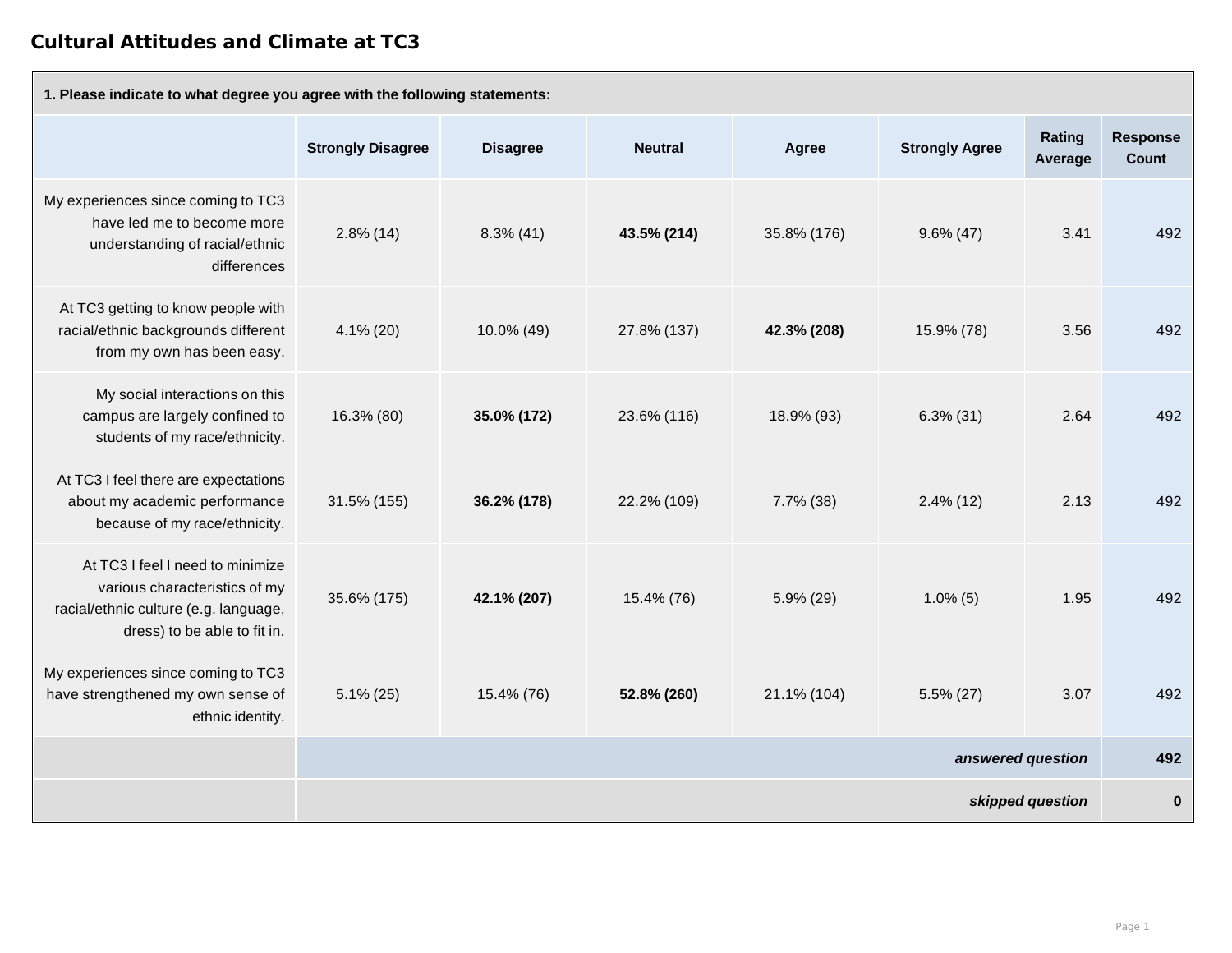# Cultural Attitudes and Climate at TC3

| 1. Please indicate to what degree you agree with the following statements: | | | | | | | |
|---|---|---|---|---|---|---|---|
| | Strongly Disagree | Disagree | Neutral | Agree | Strongly Agree | Rating Average | Response Count |
| My experiences since coming to TC3 have led me to become more understanding of racial/ethnic differences | 2.8% (14) | 8.3% (41) | **43.5% (214)** | 35.8% (176) | 9.6% (47) | 3.41 | 492 |
| At TC3 getting to know people with racial/ethnic backgrounds different from my own has been easy. | 4.1% (20) | 10.0% (49) | 27.8% (137) | **42.3% (208)** | 15.9% (78) | 3.56 | 492 |
| My social interactions on this campus are largely confined to students of my race/ethnicity. | 16.3% (80) | **35.0% (172)** | 23.6% (116) | 18.9% (93) | 6.3% (31) | 2.64 | 492 |
| At TC3 I feel there are expectations about my academic performance because of my race/ethnicity. | 31.5% (155) | **36.2% (178)** | 22.2% (109) | 7.7% (38) | 2.4% (12) | 2.13 | 492 |
| At TC3 I feel I need to minimize various characteristics of my racial/ethnic culture (e.g. language, dress) to be able to fit in. | 35.6% (175) | **42.1% (207)** | 15.4% (76) | 5.9% (29) | 1.0% (5) | 1.95 | 492 |
| My experiences since coming to TC3 have strengthened my own sense of ethnic identity. | 5.1% (25) | 15.4% (76) | **52.8% (260)** | 21.1% (104) | 5.5% (27) | 3.07 | 492 |
| | | | | | | *answered question* | **492** |
| | | | | | | *skipped question* | **0** |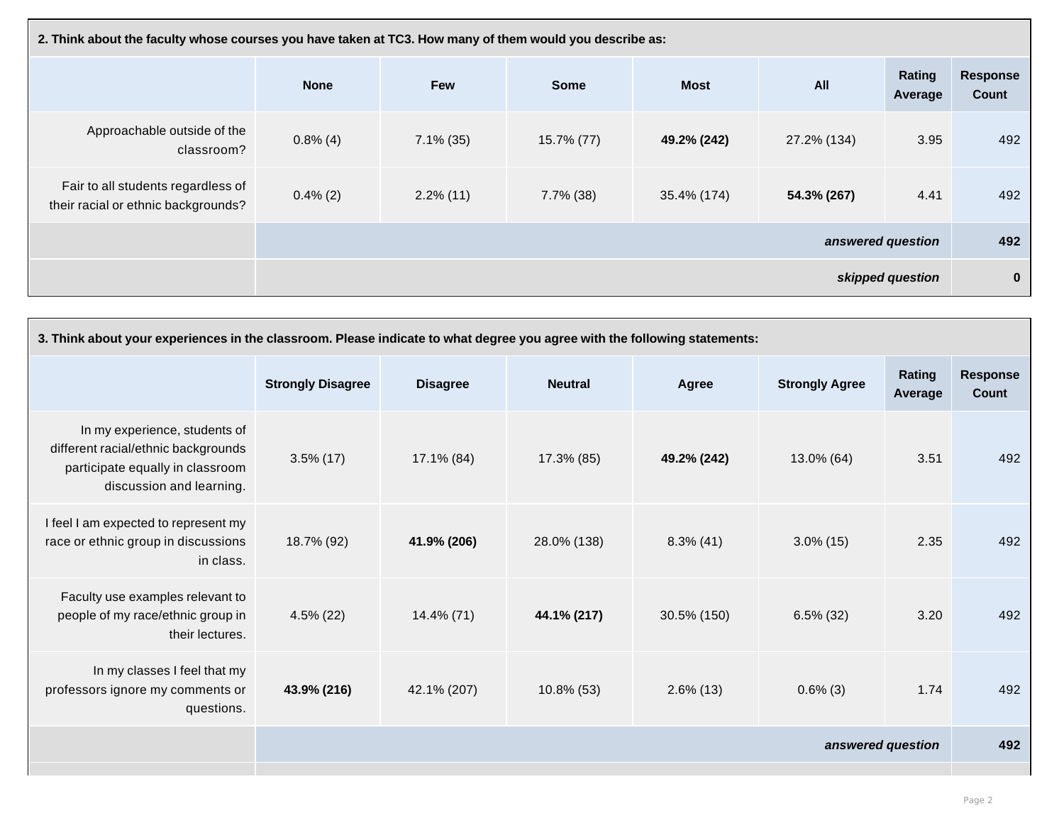| 2. Think about the faculty whose courses you have taken at TC3. How many of them would you describe as: | | | | | | | |
|---|---|---|---|---|---|---|---|
| | None | Few | Some | Most | All | Rating Average | Response Count |
| Approachable outside of the classroom? | 0.8% (4) | 7.1% (35) | 15.7% (77) | **49.2% (242)** | 27.2% (134) | 3.95 | 492 |
| Fair to all students regardless of their racial or ethnic backgrounds? | 0.4% (2) | 2.2% (11) | 7.7% (38) | 35.4% (174) | **54.3% (267)** | 4.41 | 492 |
| | | | | | | ***answered question*** | **492** |
| | | | | | | ***skipped question*** | **0** |

| 3. Think about your experiences in the classroom. Please indicate to what degree you agree with the following statements: | | | | | | | |
|---|---|---|---|---|---|---|---|
| | Strongly Disagree | Disagree | Neutral | Agree | Strongly Agree | Rating Average | Response Count |
| In my experience, students of different racial/ethnic backgrounds participate equally in classroom discussion and learning. | 3.5% (17) | 17.1% (84) | 17.3% (85) | **49.2% (242)** | 13.0% (64) | 3.51 | 492 |
| I feel I am expected to represent my race or ethnic group in discussions in class. | 18.7% (92) | **41.9% (206)** | 28.0% (138) | 8.3% (41) | 3.0% (15) | 2.35 | 492 |
| Faculty use examples relevant to people of my race/ethnic group in their lectures. | 4.5% (22) | 14.4% (71) | **44.1% (217)** | 30.5% (150) | 6.5% (32) | 3.20 | 492 |
| In my classes I feel that my professors ignore my comments or questions. | **43.9% (216)** | 42.1% (207) | 10.8% (53) | 2.6% (13) | 0.6% (3) | 1.74 | 492 |
| | | | | | | ***answered question*** | **492** |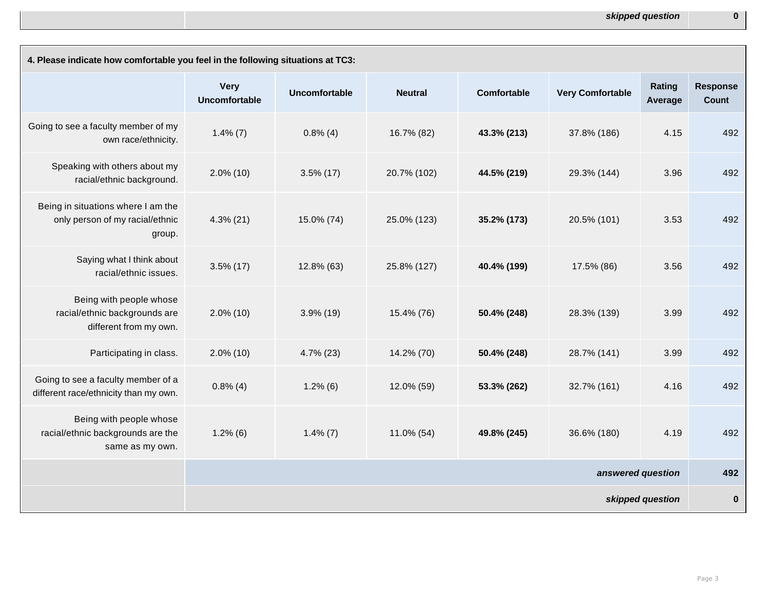| | | | | | | | |
|---|---|---|---|---|---|---|---|
| | | | | | | ***skipped question*** | **0** |

**4. Please indicate how comfortable you feel in the following situations at TC3:**

| | Very Uncomfortable | Uncomfortable | Neutral | Comfortable | Very Comfortable | Rating Average | Response Count |
|---|---|---|---|---|---|---|---|
| Going to see a faculty member of my own race/ethnicity. | 1.4% (7) | 0.8% (4) | 16.7% (82) | **43.3% (213)** | 37.8% (186) | 4.15 | 492 |
| Speaking with others about my racial/ethnic background. | 2.0% (10) | 3.5% (17) | 20.7% (102) | **44.5% (219)** | 29.3% (144) | 3.96 | 492 |
| Being in situations where I am the only person of my racial/ethnic group. | 4.3% (21) | 15.0% (74) | 25.0% (123) | **35.2% (173)** | 20.5% (101) | 3.53 | 492 |
| Saying what I think about racial/ethnic issues. | 3.5% (17) | 12.8% (63) | 25.8% (127) | **40.4% (199)** | 17.5% (86) | 3.56 | 492 |
| Being with people whose racial/ethnic backgrounds are different from my own. | 2.0% (10) | 3.9% (19) | 15.4% (76) | **50.4% (248)** | 28.3% (139) | 3.99 | 492 |
| Participating in class. | 2.0% (10) | 4.7% (23) | 14.2% (70) | **50.4% (248)** | 28.7% (141) | 3.99 | 492 |
| Going to see a faculty member of a different race/ethnicity than my own. | 0.8% (4) | 1.2% (6) | 12.0% (59) | **53.3% (262)** | 32.7% (161) | 4.16 | 492 |
| Being with people whose racial/ethnic backgrounds are the same as my own. | 1.2% (6) | 1.4% (7) | 11.0% (54) | **49.8% (245)** | 36.6% (180) | 4.19 | 492 |
| | | | | | | ***answered question*** | **492** |
| | | | | | | ***skipped question*** | **0** |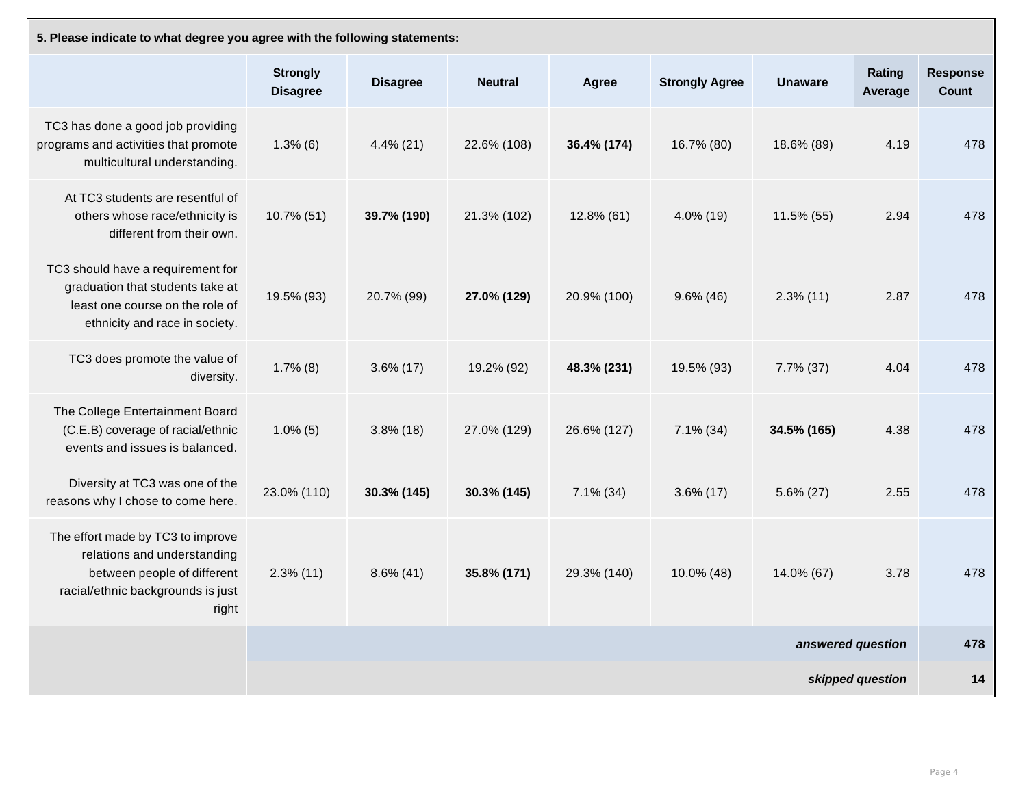| 5. Please indicate to what degree you agree with the following statements: | | | | | | | | |
|---|---|---|---|---|---|---|---|---|
| | Strongly Disagree | Disagree | Neutral | Agree | Strongly Agree | Unaware | Rating Average | Response Count |
| TC3 has done a good job providing programs and activities that promote multicultural understanding. | 1.3% (6) | 4.4% (21) | 22.6% (108) | **36.4% (174)** | 16.7% (80) | 18.6% (89) | 4.19 | 478 |
| At TC3 students are resentful of others whose race/ethnicity is different from their own. | 10.7% (51) | **39.7% (190)** | 21.3% (102) | 12.8% (61) | 4.0% (19) | 11.5% (55) | 2.94 | 478 |
| TC3 should have a requirement for graduation that students take at least one course on the role of ethnicity and race in society. | 19.5% (93) | 20.7% (99) | **27.0% (129)** | 20.9% (100) | 9.6% (46) | 2.3% (11) | 2.87 | 478 |
| TC3 does promote the value of diversity. | 1.7% (8) | 3.6% (17) | 19.2% (92) | **48.3% (231)** | 19.5% (93) | 7.7% (37) | 4.04 | 478 |
| The College Entertainment Board (C.E.B) coverage of racial/ethnic events and issues is balanced. | 1.0% (5) | 3.8% (18) | 27.0% (129) | 26.6% (127) | 7.1% (34) | **34.5% (165)** | 4.38 | 478 |
| Diversity at TC3 was one of the reasons why I chose to come here. | 23.0% (110) | **30.3% (145)** | **30.3% (145)** | 7.1% (34) | 3.6% (17) | 5.6% (27) | 2.55 | 478 |
| The effort made by TC3 to improve relations and understanding between people of different racial/ethnic backgrounds is just right | 2.3% (11) | 8.6% (41) | **35.8% (171)** | 29.3% (140) | 10.0% (48) | 14.0% (67) | 3.78 | 478 |
| | | | | | | | ***answered question*** | **478** |
| | | | | | | | ***skipped question*** | **14** |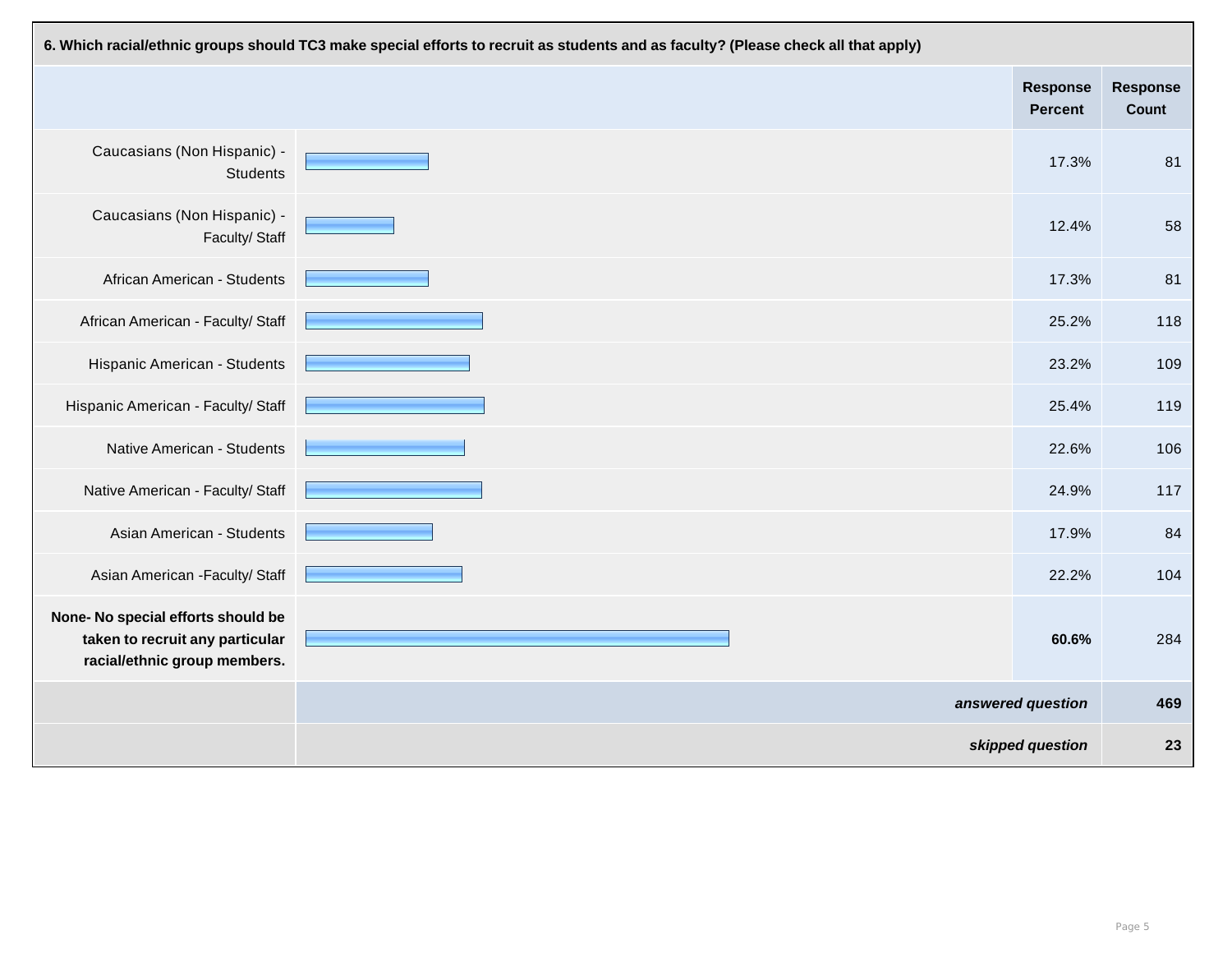**6. Which racial/ethnic groups should TC3 make special efforts to recruit as students and as faculty? (Please check all that apply)**

| | Response Percent | Response Count |
|---|---|---|
| Caucasians (Non Hispanic) - Students | 17.3% | 81 |
| Caucasians (Non Hispanic) - Faculty/ Staff | 12.4% | 58 |
| African American - Students | 17.3% | 81 |
| African American - Faculty/ Staff | 25.2% | 118 |
| Hispanic American - Students | 23.2% | 109 |
| Hispanic American - Faculty/ Staff | 25.4% | 119 |
| Native American - Students | 22.6% | 106 |
| Native American - Faculty/ Staff | 24.9% | 117 |
| Asian American - Students | 17.9% | 84 |
| Asian American -Faculty/ Staff | 22.2% | 104 |
| **None- No special efforts should be taken to recruit any particular racial/ethnic group members.** | **60.6%** | 284 |
| | ***answered question*** | **469** |
| | ***skipped question*** | **23** |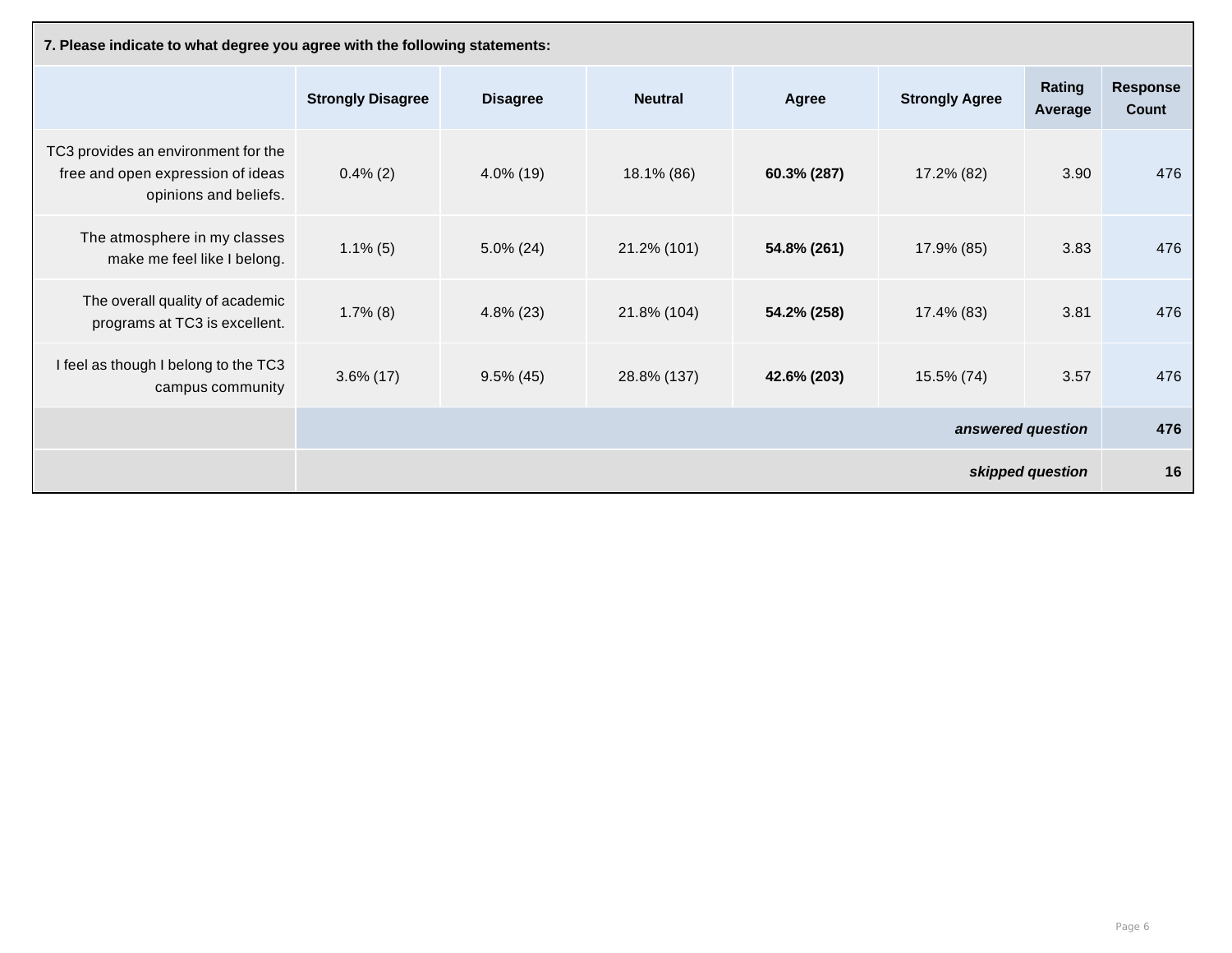| 7. Please indicate to what degree you agree with the following statements: | | | | | | | |
|---|---|---|---|---|---|---|---|
| | Strongly Disagree | Disagree | Neutral | Agree | Strongly Agree | Rating Average | Response Count |
| TC3 provides an environment for the free and open expression of ideas opinions and beliefs. | 0.4% (2) | 4.0% (19) | 18.1% (86) | **60.3% (287)** | 17.2% (82) | 3.90 | 476 |
| The atmosphere in my classes make me feel like I belong. | 1.1% (5) | 5.0% (24) | 21.2% (101) | **54.8% (261)** | 17.9% (85) | 3.83 | 476 |
| The overall quality of academic programs at TC3 is excellent. | 1.7% (8) | 4.8% (23) | 21.8% (104) | **54.2% (258)** | 17.4% (83) | 3.81 | 476 |
| I feel as though I belong to the TC3 campus community | 3.6% (17) | 9.5% (45) | 28.8% (137) | **42.6% (203)** | 15.5% (74) | 3.57 | 476 |
| | | | | | | ***answered question*** | **476** |
| | | | | | | ***skipped question*** | **16** |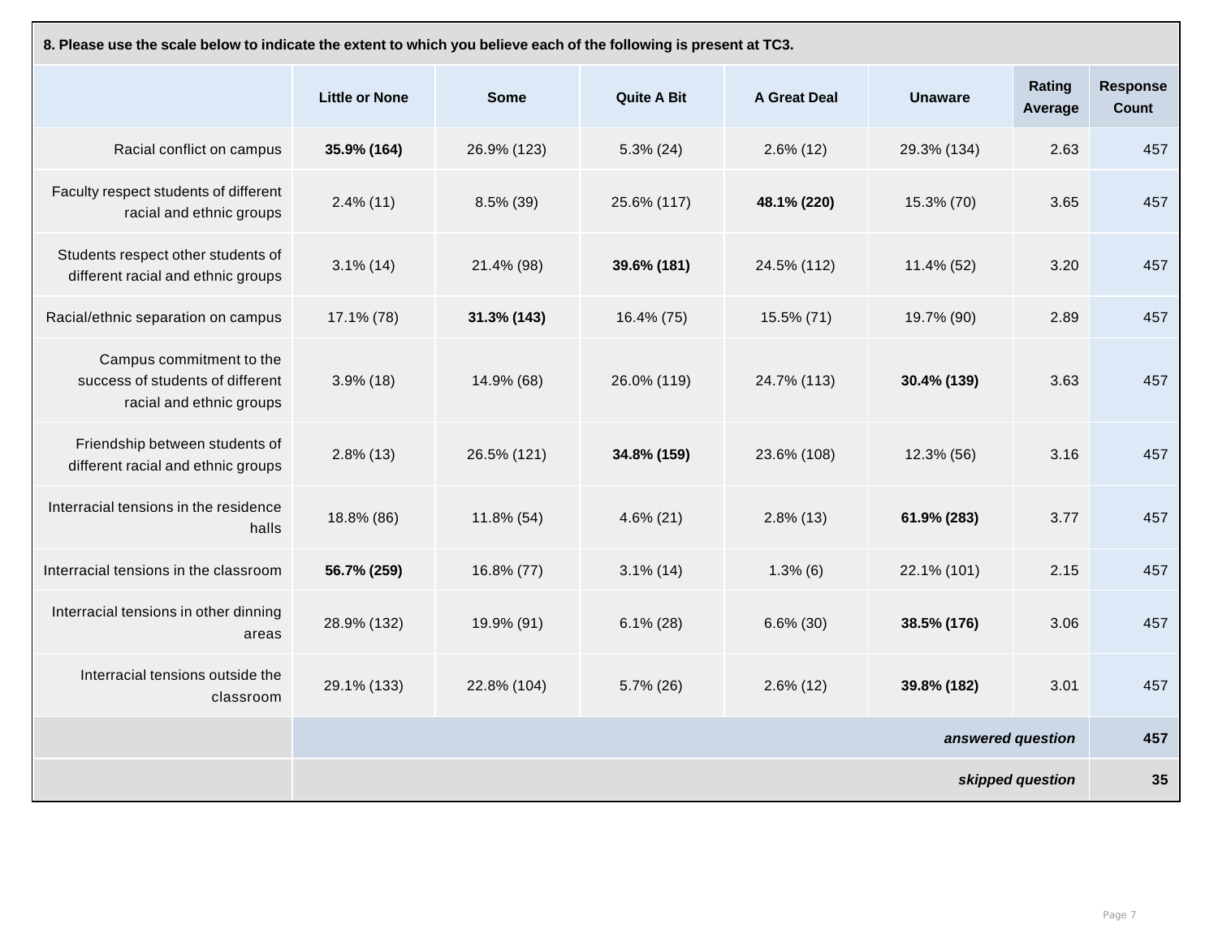**8. Please use the scale below to indicate the extent to which you believe each of the following is present at TC3.**

| | Little or None | Some | Quite A Bit | A Great Deal | Unaware | Rating Average | Response Count |
|---|---|---|---|---|---|---|---|
| Racial conflict on campus | **35.9% (164)** | 26.9% (123) | 5.3% (24) | 2.6% (12) | 29.3% (134) | 2.63 | 457 |
| Faculty respect students of different racial and ethnic groups | 2.4% (11) | 8.5% (39) | 25.6% (117) | **48.1% (220)** | 15.3% (70) | 3.65 | 457 |
| Students respect other students of different racial and ethnic groups | 3.1% (14) | 21.4% (98) | **39.6% (181)** | 24.5% (112) | 11.4% (52) | 3.20 | 457 |
| Racial/ethnic separation on campus | 17.1% (78) | **31.3% (143)** | 16.4% (75) | 15.5% (71) | 19.7% (90) | 2.89 | 457 |
| Campus commitment to the success of students of different racial and ethnic groups | 3.9% (18) | 14.9% (68) | 26.0% (119) | 24.7% (113) | **30.4% (139)** | 3.63 | 457 |
| Friendship between students of different racial and ethnic groups | 2.8% (13) | 26.5% (121) | **34.8% (159)** | 23.6% (108) | 12.3% (56) | 3.16 | 457 |
| Interracial tensions in the residence halls | 18.8% (86) | 11.8% (54) | 4.6% (21) | 2.8% (13) | **61.9% (283)** | 3.77 | 457 |
| Interracial tensions in the classroom | **56.7% (259)** | 16.8% (77) | 3.1% (14) | 1.3% (6) | 22.1% (101) | 2.15 | 457 |
| Interracial tensions in other dinning areas | 28.9% (132) | 19.9% (91) | 6.1% (28) | 6.6% (30) | **38.5% (176)** | 3.06 | 457 |
| Interracial tensions outside the classroom | 29.1% (133) | 22.8% (104) | 5.7% (26) | 2.6% (12) | **39.8% (182)** | 3.01 | 457 |
| | | | | | | ***answered question*** | **457** |
| | | | | | | ***skipped question*** | **35** |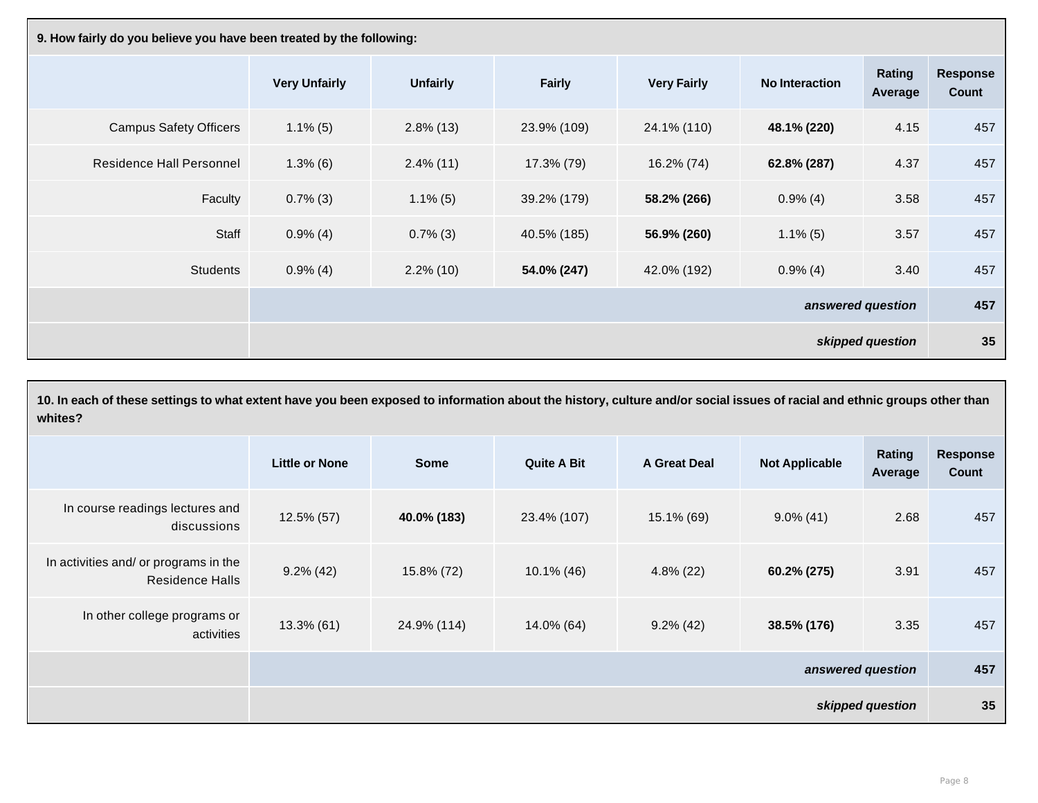**9. How fairly do you believe you have been treated by the following:**

| | Very Unfairly | Unfairly | Fairly | Very Fairly | No Interaction | Rating Average | Response Count |
|---|---|---|---|---|---|---|---|
| Campus Safety Officers | 1.1% (5) | 2.8% (13) | 23.9% (109) | 24.1% (110) | **48.1% (220)** | 4.15 | 457 |
| Residence Hall Personnel | 1.3% (6) | 2.4% (11) | 17.3% (79) | 16.2% (74) | **62.8% (287)** | 4.37 | 457 |
| Faculty | 0.7% (3) | 1.1% (5) | 39.2% (179) | **58.2% (266)** | 0.9% (4) | 3.58 | 457 |
| Staff | 0.9% (4) | 0.7% (3) | 40.5% (185) | **56.9% (260)** | 1.1% (5) | 3.57 | 457 |
| Students | 0.9% (4) | 2.2% (10) | **54.0% (247)** | 42.0% (192) | 0.9% (4) | 3.40 | 457 |
| | | | | | | *answered question* | **457** |
| | | | | | | *skipped question* | **35** |

**10. In each of these settings to what extent have you been exposed to information about the history, culture and/or social issues of racial and ethnic groups other than whites?**

| | Little or None | Some | Quite A Bit | A Great Deal | Not Applicable | Rating Average | Response Count |
|---|---|---|---|---|---|---|---|
| In course readings lectures and discussions | 12.5% (57) | **40.0% (183)** | 23.4% (107) | 15.1% (69) | 9.0% (41) | 2.68 | 457 |
| In activities and/ or programs in the Residence Halls | 9.2% (42) | 15.8% (72) | 10.1% (46) | 4.8% (22) | **60.2% (275)** | 3.91 | 457 |
| In other college programs or activities | 13.3% (61) | 24.9% (114) | 14.0% (64) | 9.2% (42) | **38.5% (176)** | 3.35 | 457 |
| | | | | | | *answered question* | **457** |
| | | | | | | *skipped question* | **35** |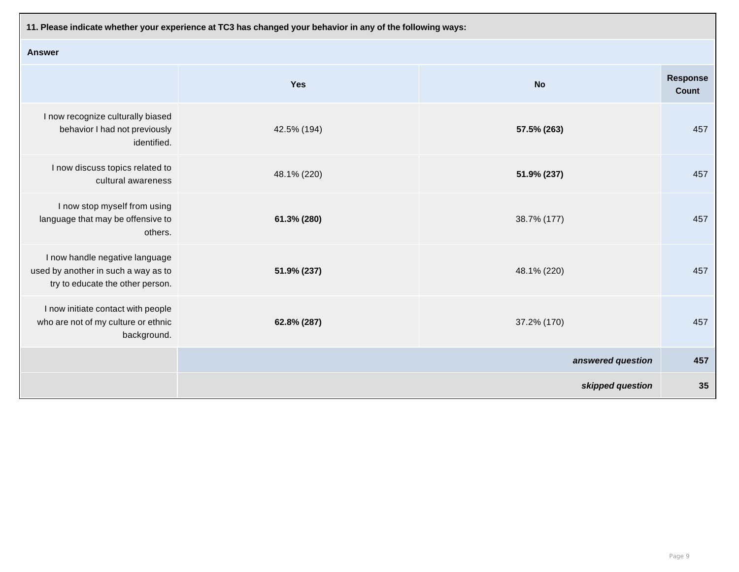**11. Please indicate whether your experience at TC3 has changed your behavior in any of the following ways:**

| Answer | | | |
|---|---|---|---|
| | Yes | No | Response Count |
| I now recognize culturally biased behavior I had not previously identified. | 42.5% (194) | **57.5% (263)** | 457 |
| I now discuss topics related to cultural awareness | 48.1% (220) | **51.9% (237)** | 457 |
| I now stop myself from using language that may be offensive to others. | **61.3% (280)** | 38.7% (177) | 457 |
| I now handle negative language used by another in such a way as to try to educate the other person. | **51.9% (237)** | 48.1% (220) | 457 |
| I now initiate contact with people who are not of my culture or ethnic background. | **62.8% (287)** | 37.2% (170) | 457 |
| | | ***answered question*** | **457** |
| | | ***skipped question*** | **35** |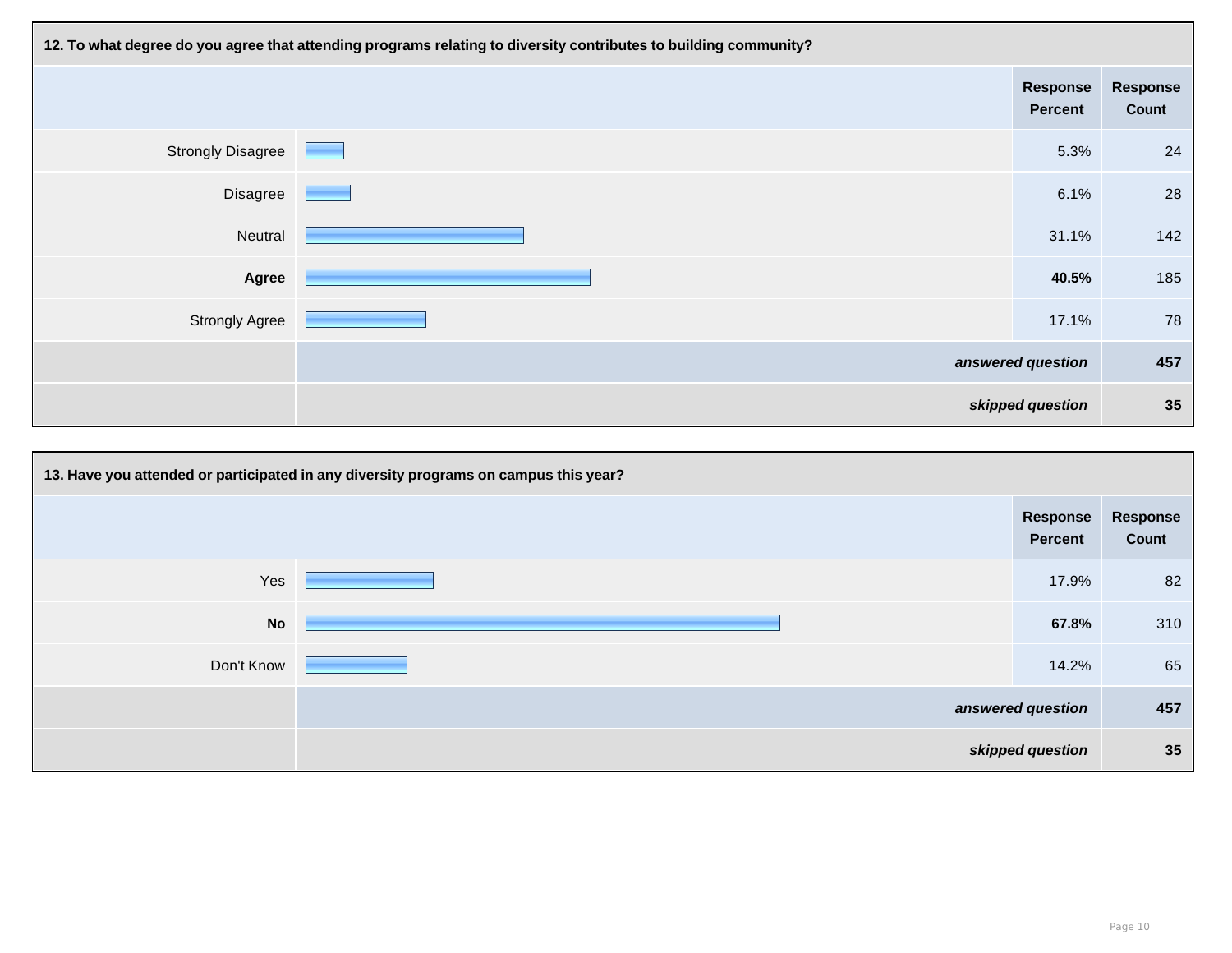**12. To what degree do you agree that attending programs relating to diversity contributes to building community?**

| | Response Percent | Response Count |
|---|---|---|
| Strongly Disagree | 5.3% | 24 |
| Disagree | 6.1% | 28 |
| Neutral | 31.1% | 142 |
| **Agree** | **40.5%** | 185 |
| Strongly Agree | 17.1% | 78 |
| | ***answered question*** | **457** |
| | ***skipped question*** | **35** |

**13. Have you attended or participated in any diversity programs on campus this year?**

| | Response Percent | Response Count |
|---|---|---|
| Yes | 17.9% | 82 |
| **No** | **67.8%** | 310 |
| Don't Know | 14.2% | 65 |
| | ***answered question*** | **457** |
| | ***skipped question*** | **35** |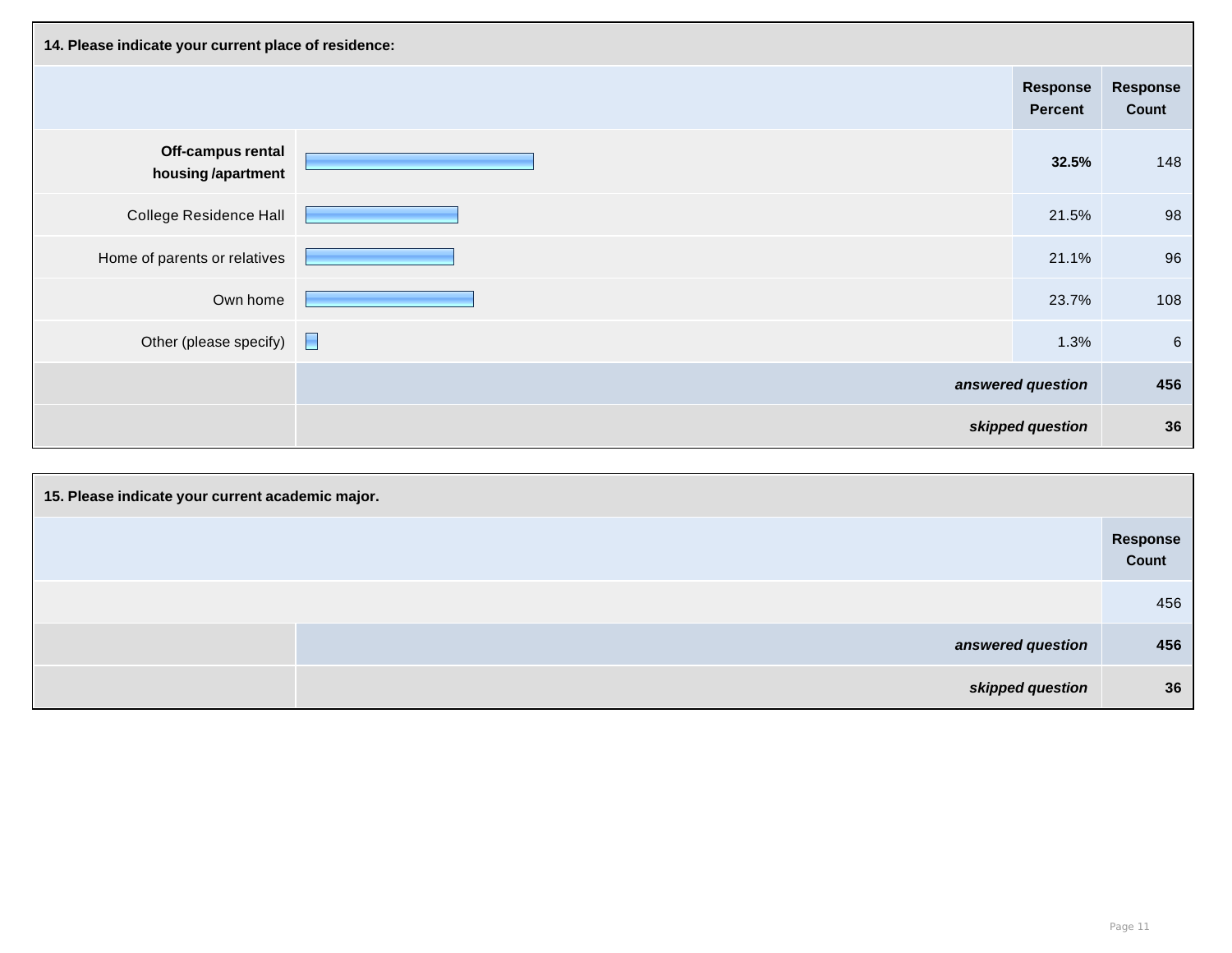**14. Please indicate your current place of residence:**

| | Response Percent | Response Count |
|---|---|---|
| **Off-campus rental housing /apartment** | **32.5%** | 148 |
| College Residence Hall | 21.5% | 98 |
| Home of parents or relatives | 21.1% | 96 |
| Own home | 23.7% | 108 |
| Other (please specify) | 1.3% | 6 |
| | ***answered question*** | **456** |
| | ***skipped question*** | **36** |

**15. Please indicate your current academic major.**

| | Response Count |
|---|---|
| | 456 |
| ***answered question*** | **456** |
| ***skipped question*** | **36** |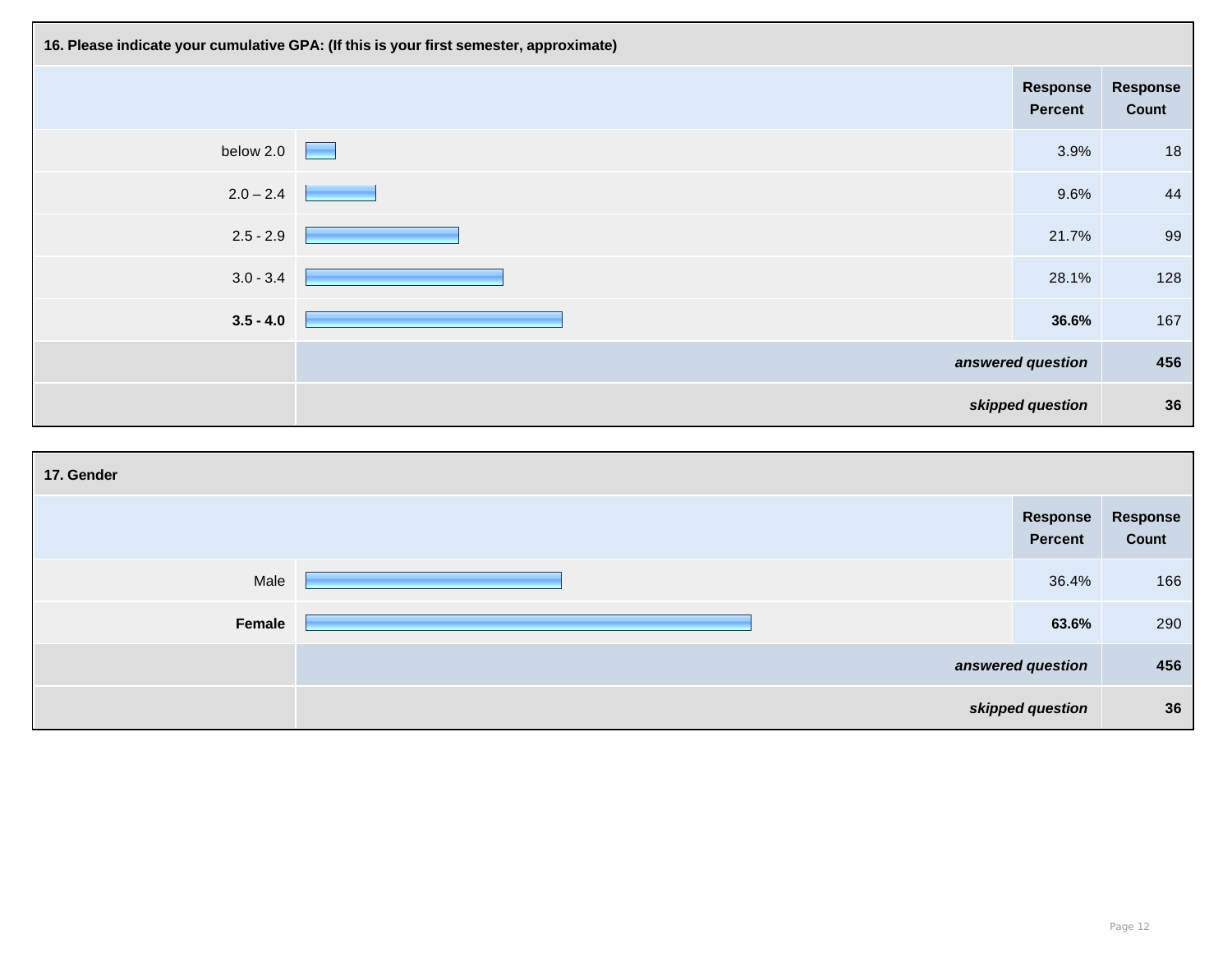### 16. Please indicate your cumulative GPA: (If this is your first semester, approximate)

| | Response Percent | Response Count |
|---|---|---|
| below 2.0 | 3.9% | 18 |
| 2.0 – 2.4 | 9.6% | 44 |
| 2.5 - 2.9 | 21.7% | 99 |
| 3.0 - 3.4 | 28.1% | 128 |
| **3.5 - 4.0** | **36.6%** | 167 |
| | ***answered question*** | **456** |
| | ***skipped question*** | **36** |

### 17. Gender

| | Response Percent | Response Count |
|---|---|---|
| Male | 36.4% | 166 |
| **Female** | **63.6%** | 290 |
| | ***answered question*** | **456** |
| | ***skipped question*** | **36** |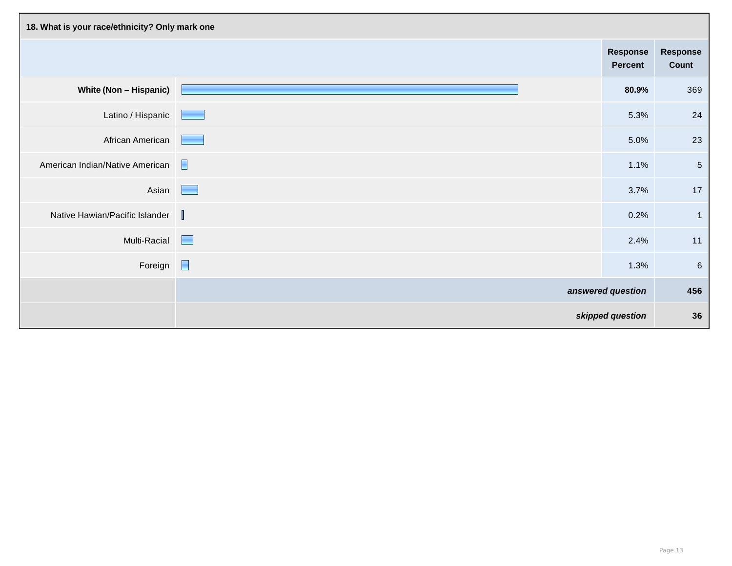**18. What is your race/ethnicity? Only mark one**

| | Response Percent | Response Count |
|---|---|---|
| **White (Non – Hispanic)** | **80.9%** | 369 |
| Latino / Hispanic | 5.3% | 24 |
| African American | 5.0% | 23 |
| American Indian/Native American | 1.1% | 5 |
| Asian | 3.7% | 17 |
| Native Hawian/Pacific Islander | 0.2% | 1 |
| Multi-Racial | 2.4% | 11 |
| Foreign | 1.3% | 6 |
| | ***answered question*** | **456** |
| | ***skipped question*** | **36** |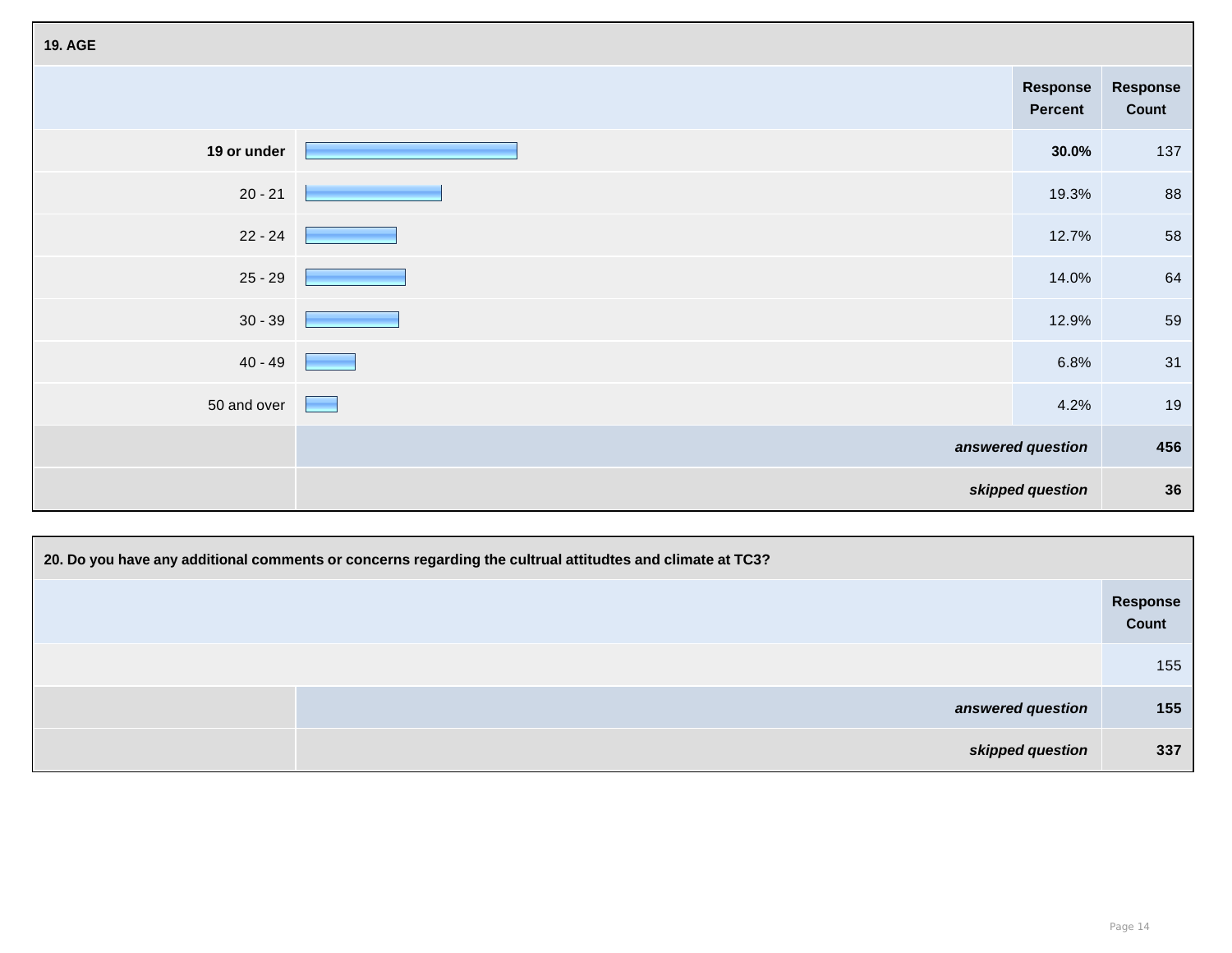### 19. AGE

| | Response Percent | Response Count |
|---|---|---|
| **19 or under** | **30.0%** | 137 |
| 20 - 21 | 19.3% | 88 |
| 22 - 24 | 12.7% | 58 |
| 25 - 29 | 14.0% | 64 |
| 30 - 39 | 12.9% | 59 |
| 40 - 49 | 6.8% | 31 |
| 50 and over | 4.2% | 19 |
| | ***answered question*** | **456** |
| | ***skipped question*** | **36** |

### 20. Do you have any additional comments or concerns regarding the cultrual attitudtes and climate at TC3?

| | Response Count |
|---|---|
| | 155 |
| ***answered question*** | **155** |
| ***skipped question*** | **337** |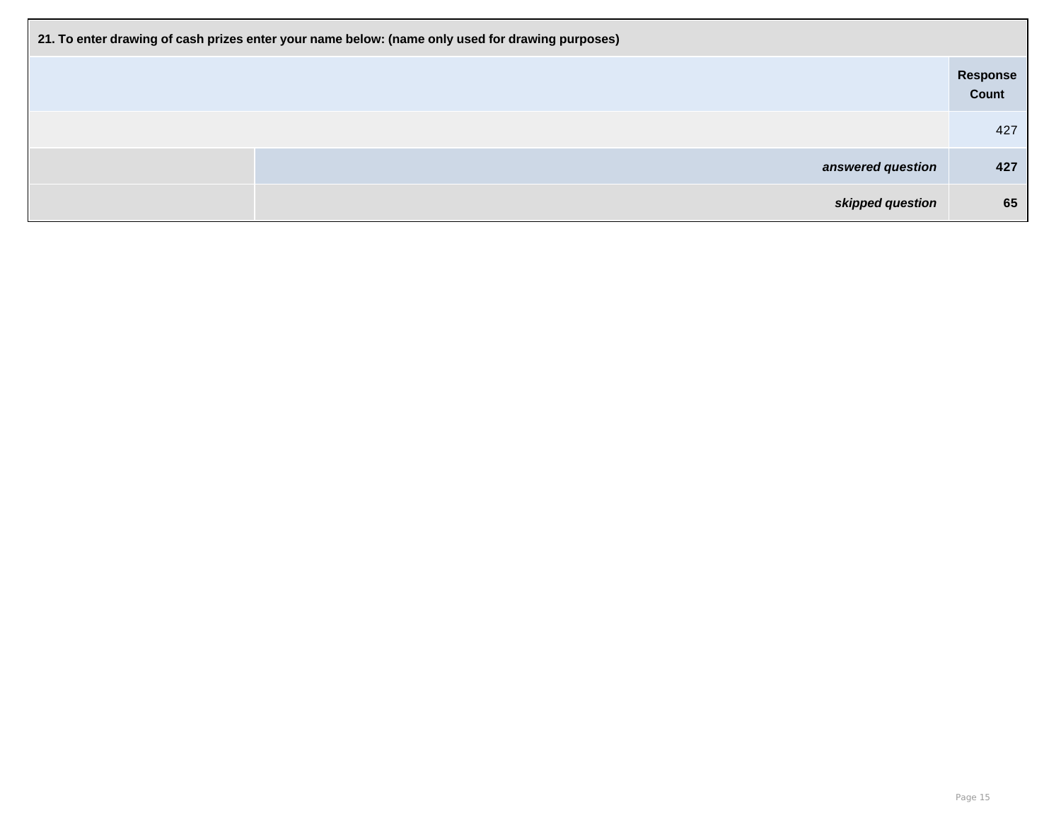**21. To enter drawing of cash prizes enter your name below: (name only used for drawing purposes)**

| | | Response Count |
|---|---|---|
| | | 427 |
| | ***answered question*** | **427** |
| | ***skipped question*** | **65** |